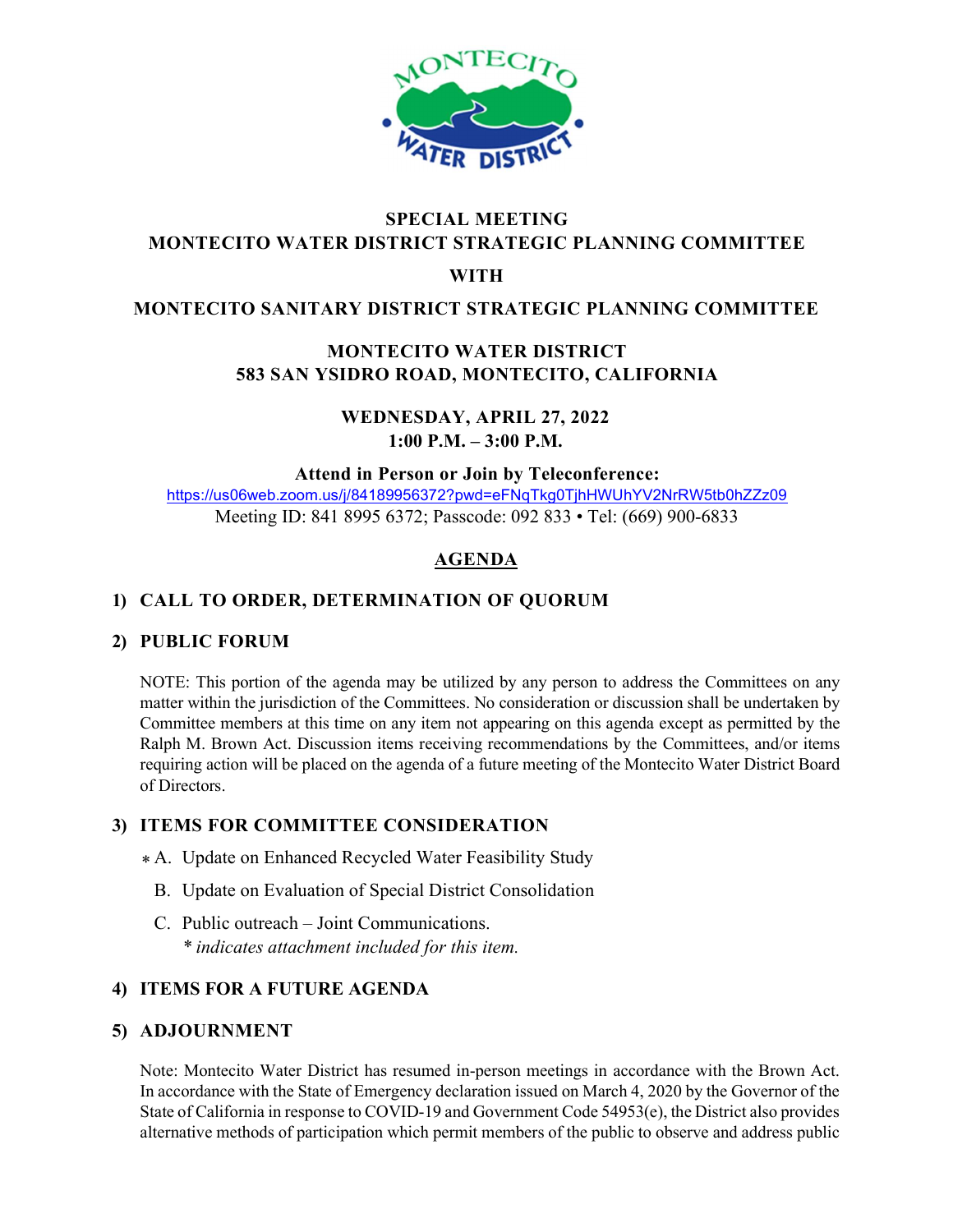**SPECIAL MEETING**
**MONTECITO WATER DISTRICT STRATEGIC PLANNING COMMITTEE**
**WITH**
**MONTECITO SANITARY DISTRICT STRATEGIC PLANNING COMMITTEE**

**MONTECITO WATER DISTRICT**
**583 SAN YSIDRO ROAD, MONTECITO, CALIFORNIA**

**WEDNESDAY, APRIL 27, 2022**
**1:00 P.M. – 3:00 P.M.**

**Attend in Person or Join by Teleconference:**
https://us06web.zoom.us/j/84189956372?pwd=eFNqTkg0TjhHWUhYV2NrRW5tb0hZZz09
Meeting ID: 841 8995 6372; Passcode: 092 833 • Tel: (669) 900-6833

## AGENDA

### 1) CALL TO ORDER, DETERMINATION OF QUORUM

### 2) PUBLIC FORUM

NOTE: This portion of the agenda may be utilized by any person to address the Committees on any matter within the jurisdiction of the Committees. No consideration or discussion shall be undertaken by Committee members at this time on any item not appearing on this agenda except as permitted by the Ralph M. Brown Act. Discussion items receiving recommendations by the Committees, and/or items requiring action will be placed on the agenda of a future meeting of the Montecito Water District Board of Directors.

### 3) ITEMS FOR COMMITTEE CONSIDERATION

* A. Update on Enhanced Recycled Water Feasibility Study
  B. Update on Evaluation of Special District Consolidation
  C. Public outreach – Joint Communications.
     *\* indicates attachment included for this item.*

### 4) ITEMS FOR A FUTURE AGENDA

### 5) ADJOURNMENT

Note: Montecito Water District has resumed in-person meetings in accordance with the Brown Act. In accordance with the State of Emergency declaration issued on March 4, 2020 by the Governor of the State of California in response to COVID-19 and Government Code 54953(e), the District also provides alternative methods of participation which permit members of the public to observe and address public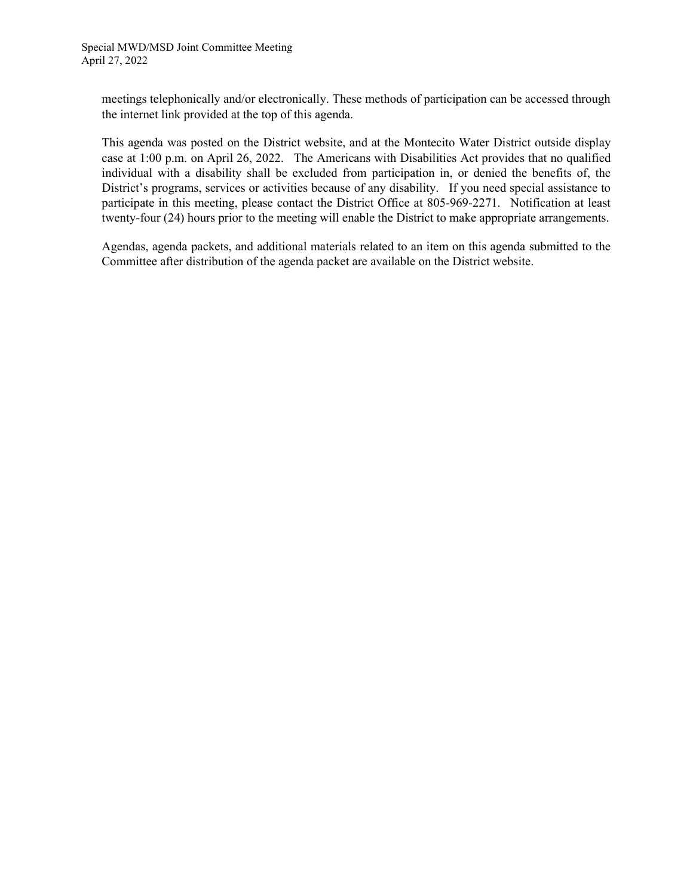meetings telephonically and/or electronically. These methods of participation can be accessed through the internet link provided at the top of this agenda.

This agenda was posted on the District website, and at the Montecito Water District outside display case at 1:00 p.m. on April 26, 2022. The Americans with Disabilities Act provides that no qualified individual with a disability shall be excluded from participation in, or denied the benefits of, the District's programs, services or activities because of any disability. If you need special assistance to participate in this meeting, please contact the District Office at 805-969-2271. Notification at least twenty-four (24) hours prior to the meeting will enable the District to make appropriate arrangements.

Agendas, agenda packets, and additional materials related to an item on this agenda submitted to the Committee after distribution of the agenda packet are available on the District website.